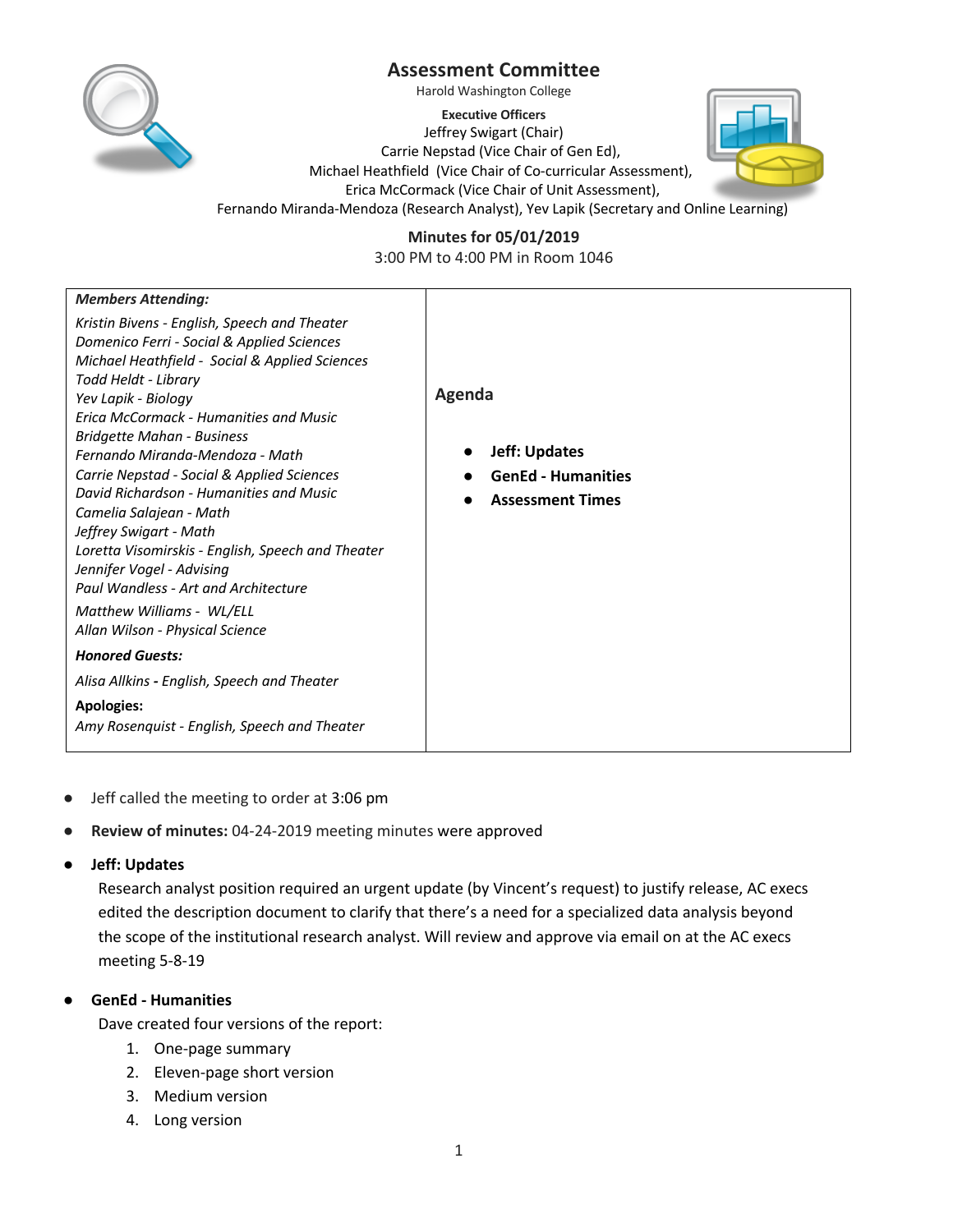# Assessment Committee

Harold Washington College

**Executive Officers**

Jeffrey Swigart (Chair)
Carrie Nepstad (Vice Chair of Gen Ed),
Michael Heathfield (Vice Chair of Co-curricular Assessment),
Erica McCormack (Vice Chair of Unit Assessment),
Fernando Miranda-Mendoza (Research Analyst), Yev Lapik (Secretary and Online Learning)

## Minutes for 05/01/2019

3:00 PM to 4:00 PM in Room 1046

| ***Members Attending:***<br>*Kristin Bivens - English, Speech and Theater*<br>*Domenico Ferri - Social & Applied Sciences*<br>*Michael Heathfield - Social & Applied Sciences*<br>*Todd Heldt - Library*<br>*Yev Lapik - Biology*<br>*Erica McCormack - Humanities and Music*<br>*Bridgette Mahan - Business*<br>*Fernando Miranda-Mendoza - Math*<br>*Carrie Nepstad - Social & Applied Sciences*<br>*David Richardson - Humanities and Music*<br>*Camelia Salajean - Math*<br>*Jeffrey Swigart - Math*<br>*Loretta Visomirskis - English, Speech and Theater*<br>*Jennifer Vogel - Advising*<br>*Paul Wandless - Art and Architecture*<br>*Matthew Williams - WL/ELL*<br>*Allan Wilson - Physical Science*<br>***Honored Guests:***<br>*Alisa Allkins - English, Speech and Theater*<br>**Apologies:**<br>*Amy Rosenquist - English, Speech and Theater* | **Agenda**<br>● **Jeff: Updates**<br>● **GenEd - Humanities**<br>● **Assessment Times** |
|---|---|

- Jeff called the meeting to order at 3:06 pm
- **Review of minutes:** 04-24-2019 meeting minutes were approved
- **Jeff: Updates**

  Research analyst position required an urgent update (by Vincent's request) to justify release, AC execs edited the description document to clarify that there's a need for a specialized data analysis beyond the scope of the institutional research analyst. Will review and approve via email on at the AC execs meeting 5-8-19

- **GenEd - Humanities**

  Dave created four versions of the report:

  1. One-page summary
  2. Eleven-page short version
  3. Medium version
  4. Long version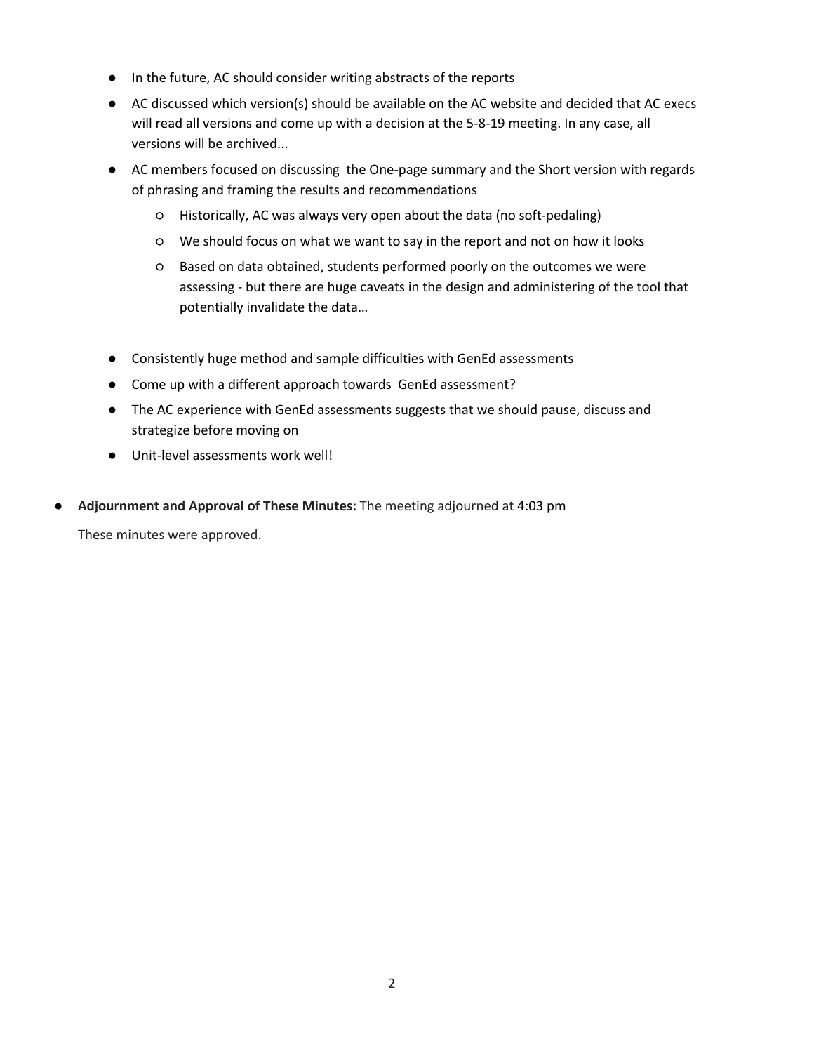- In the future, AC should consider writing abstracts of the reports
- AC discussed which version(s) should be available on the AC website and decided that AC execs will read all versions and come up with a decision at the 5-8-19 meeting. In any case, all versions will be archived...
- AC members focused on discussing  the One-page summary and the Short version with regards of phrasing and framing the results and recommendations
    - Historically, AC was always very open about the data (no soft-pedaling)
    - We should focus on what we want to say in the report and not on how it looks
    - Based on data obtained, students performed poorly on the outcomes we were assessing - but there are huge caveats in the design and administering of the tool that potentially invalidate the data…

- Consistently huge method and sample difficulties with GenEd assessments
- Come up with a different approach towards  GenEd assessment?
- The AC experience with GenEd assessments suggests that we should pause, discuss and strategize before moving on
- Unit-level assessments work well!

- **Adjournment and Approval of These Minutes:** The meeting adjourned at 4:03 pm

  These minutes were approved.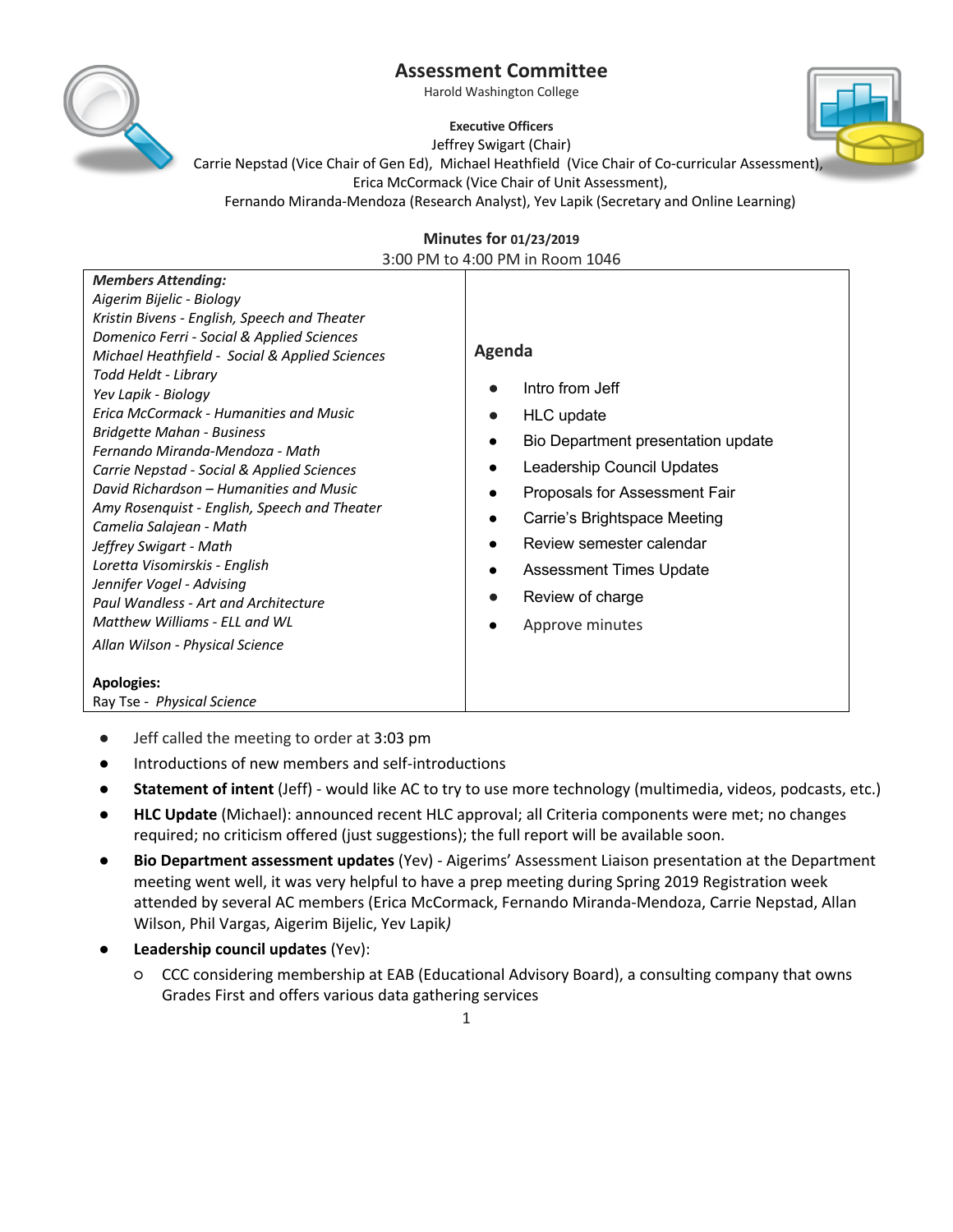# Assessment Committee

Harold Washington College

**Executive Officers**

Jeffrey Swigart (Chair)

Carrie Nepstad (Vice Chair of Gen Ed), Michael Heathfield (Vice Chair of Co-curricular Assessment), Erica McCormack (Vice Chair of Unit Assessment),

Fernando Miranda-Mendoza (Research Analyst), Yev Lapik (Secretary and Online Learning)

**Minutes for 01/23/2019**

3:00 PM to 4:00 PM in Room 1046

| **Members Attending:** | **Agenda** |
|---|---|
| *Aigerim Bijelic - Biology*<br>*Kristin Bivens - English, Speech and Theater*<br>*Domenico Ferri - Social & Applied Sciences*<br>*Michael Heathfield - Social & Applied Sciences*<br>*Todd Heldt - Library*<br>*Yev Lapik - Biology*<br>*Erica McCormack - Humanities and Music*<br>*Bridgette Mahan - Business*<br>*Fernando Miranda-Mendoza - Math*<br>*Carrie Nepstad - Social & Applied Sciences*<br>*David Richardson – Humanities and Music*<br>*Amy Rosenquist - English, Speech and Theater*<br>*Camelia Salajean - Math*<br>*Jeffrey Swigart - Math*<br>*Loretta Visomirskis - English*<br>*Jennifer Vogel - Advising*<br>*Paul Wandless - Art and Architecture*<br>*Matthew Williams - ELL and WL*<br>*Allan Wilson - Physical Science*<br><br>**Apologies:**<br>Ray Tse - *Physical Science* | • Intro from Jeff<br>• HLC update<br>• Bio Department presentation update<br>• Leadership Council Updates<br>• Proposals for Assessment Fair<br>• Carrie's Brightspace Meeting<br>• Review semester calendar<br>• Assessment Times Update<br>• Review of charge<br>• Approve minutes |

- Jeff called the meeting to order at 3:03 pm
- Introductions of new members and self-introductions
- **Statement of intent** (Jeff) - would like AC to try to use more technology (multimedia, videos, podcasts, etc.)
- **HLC Update** (Michael): announced recent HLC approval; all Criteria components were met; no changes required; no criticism offered (just suggestions); the full report will be available soon.
- **Bio Department assessment updates** (Yev) - Aigerims' Assessment Liaison presentation at the Department meeting went well, it was very helpful to have a prep meeting during Spring 2019 Registration week attended by several AC members (Erica McCormack, Fernando Miranda-Mendoza, Carrie Nepstad, Allan Wilson, Phil Vargas, Aigerim Bijelic, Yev Lapik*)*
- **Leadership council updates** (Yev):
  - CCC considering membership at EAB (Educational Advisory Board), a consulting company that owns Grades First and offers various data gathering services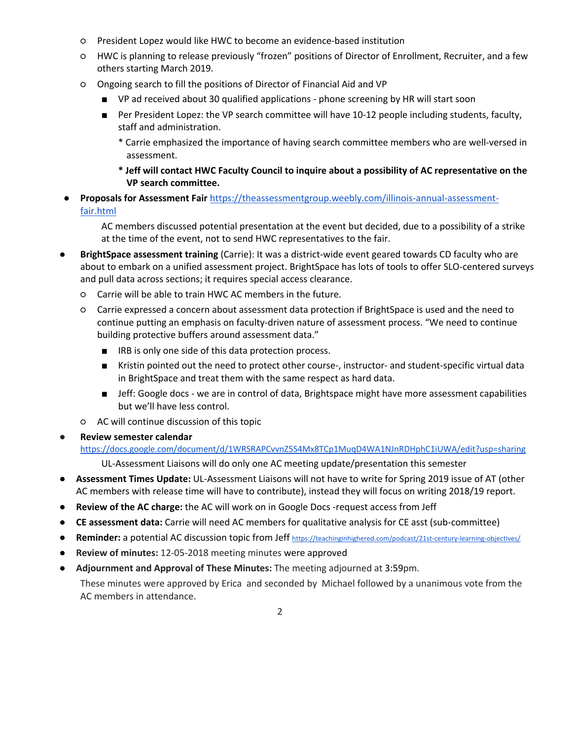- President Lopez would like HWC to become an evidence-based institution
  - HWC is planning to release previously "frozen" positions of Director of Enrollment, Recruiter, and a few others starting March 2019.
  - Ongoing search to fill the positions of Director of Financial Aid and VP
    - VP ad received about 30 qualified applications - phone screening by HR will start soon
    - Per President Lopez: the VP search committee will have 10-12 people including students, faculty, staff and administration.

      * Carrie emphasized the importance of having search committee members who are well-versed in assessment.

      **\* Jeff will contact HWC Faculty Council to inquire about a possibility of AC representative on the VP search committee.**

- **Proposals for Assessment Fair** https://theassessmentgroup.weebly.com/illinois-annual-assessment-fair.html

  AC members discussed potential presentation at the event but decided, due to a possibility of a strike at the time of the event, not to send HWC representatives to the fair.

- **BrightSpace assessment training** (Carrie): It was a district-wide event geared towards CD faculty who are about to embark on a unified assessment project. BrightSpace has lots of tools to offer SLO-centered surveys and pull data across sections; it requires special access clearance.
  - Carrie will be able to train HWC AC members in the future.
  - Carrie expressed a concern about assessment data protection if BrightSpace is used and the need to continue putting an emphasis on faculty-driven nature of assessment process. "We need to continue building protective buffers around assessment data."
    - IRB is only one side of this data protection process.
    - Kristin pointed out the need to protect other course-, instructor- and student-specific virtual data in BrightSpace and treat them with the same respect as hard data.
    - Jeff: Google docs - we are in control of data, Brightspace might have more assessment capabilities but we'll have less control.
  - AC will continue discussion of this topic

- **Review semester calendar** https://docs.google.com/document/d/1WRSRAPCvvnZ5S4Mx8TCp1MuqD4WA1NJnRDHphC1iUWA/edit?usp=sharing

  UL-Assessment Liaisons will do only one AC meeting update/presentation this semester

- **Assessment Times Update:** UL-Assessment Liaisons will not have to write for Spring 2019 issue of AT (other AC members with release time will have to contribute), instead they will focus on writing 2018/19 report.
- **Review of the AC charge:** the AC will work on in Google Docs -request access from Jeff
- **CE assessment data:** Carrie will need AC members for qualitative analysis for CE asst (sub-committee)
- **Reminder:** a potential AC discussion topic from Jeff https://teachinginhighered.com/podcast/21st-century-learning-objectives/
- **Review of minutes:** 12-05-2018 meeting minutes were approved
- **Adjournment and Approval of These Minutes:** The meeting adjourned at 3:59pm.

  These minutes were approved by Erica and seconded by Michael followed by a unanimous vote from the AC members in attendance.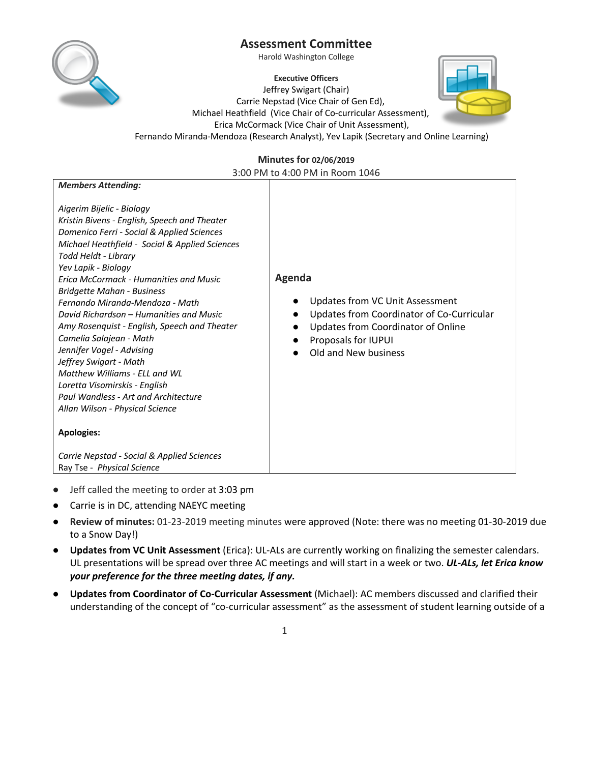# Assessment Committee

Harold Washington College

**Executive Officers**

Jeffrey Swigart (Chair)
Carrie Nepstad (Vice Chair of Gen Ed),
Michael Heathfield (Vice Chair of Co-curricular Assessment),
Erica McCormack (Vice Chair of Unit Assessment),
Fernando Miranda-Mendoza (Research Analyst), Yev Lapik (Secretary and Online Learning)

**Minutes for 02/06/2019**

3:00 PM to 4:00 PM in Room 1046

| ***Members Attending:***<br><br>*Aigerim Bijelic - Biology*<br>*Kristin Bivens - English, Speech and Theater*<br>*Domenico Ferri - Social & Applied Sciences*<br>*Michael Heathfield - Social & Applied Sciences*<br>*Todd Heldt - Library*<br>*Yev Lapik - Biology*<br>*Erica McCormack - Humanities and Music*<br>*Bridgette Mahan - Business*<br>*Fernando Miranda-Mendoza - Math*<br>*David Richardson – Humanities and Music*<br>*Amy Rosenquist - English, Speech and Theater*<br>*Camelia Salajean - Math*<br>*Jennifer Vogel - Advising*<br>*Jeffrey Swigart - Math*<br>*Matthew Williams - ELL and WL*<br>*Loretta Visomirskis - English*<br>*Paul Wandless - Art and Architecture*<br>*Allan Wilson - Physical Science*<br><br>**Apologies:**<br><br>*Carrie Nepstad - Social & Applied Sciences*<br>Ray Tse - *Physical Science* | **Agenda**<br><br>- Updates from VC Unit Assessment<br>- Updates from Coordinator of Co-Curricular<br>- Updates from Coordinator of Online<br>- Proposals for IUPUI<br>- Old and New business |
|---|---|

- Jeff called the meeting to order at 3:03 pm
- Carrie is in DC, attending NAEYC meeting
- **Review of minutes:** 01-23-2019 meeting minutes were approved (Note: there was no meeting 01-30-2019 due to a Snow Day!)
- **Updates from VC Unit Assessment** (Erica): UL-ALs are currently working on finalizing the semester calendars. UL presentations will be spread over three AC meetings and will start in a week or two. ***UL-ALs, let Erica know your preference for the three meeting dates, if any.***
- **Updates from Coordinator of Co-Curricular Assessment** (Michael): AC members discussed and clarified their understanding of the concept of "co-curricular assessment" as the assessment of student learning outside of a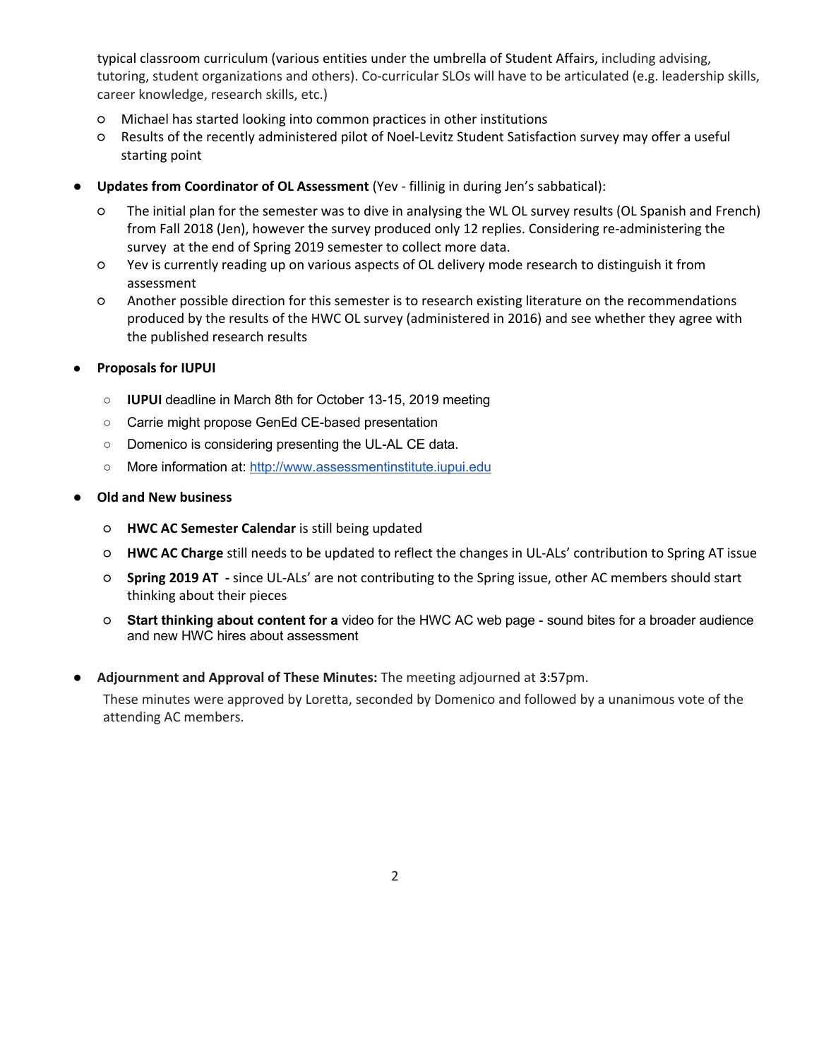typical classroom curriculum (various entities under the umbrella of Student Affairs, including advising, tutoring, student organizations and others). Co-curricular SLOs will have to be articulated (e.g. leadership skills, career knowledge, research skills, etc.)

- Michael has started looking into common practices in other institutions
- Results of the recently administered pilot of Noel-Levitz Student Satisfaction survey may offer a useful starting point

- **Updates from Coordinator of OL Assessment** (Yev - fillinig in during Jen's sabbatical):
  - The initial plan for the semester was to dive in analysing the WL OL survey results (OL Spanish and French) from Fall 2018 (Jen), however the survey produced only 12 replies. Considering re-administering the survey  at the end of Spring 2019 semester to collect more data.
  - Yev is currently reading up on various aspects of OL delivery mode research to distinguish it from assessment
  - Another possible direction for this semester is to research existing literature on the recommendations produced by the results of the HWC OL survey (administered in 2016) and see whether they agree with the published research results

- **Proposals for IUPUI**
  - **IUPUI** deadline in March 8th for October 13-15, 2019 meeting
  - Carrie might propose GenEd CE-based presentation
  - Domenico is considering presenting the UL-AL CE data.
  - More information at: http://www.assessmentinstitute.iupui.edu

- **Old and New business**
  - **HWC AC Semester Calendar** is still being updated
  - **HWC AC Charge** still needs to be updated to reflect the changes in UL-ALs' contribution to Spring AT issue
  - **Spring 2019 AT -** since UL-ALs' are not contributing to the Spring issue, other AC members should start thinking about their pieces
  - **Start thinking about content for a** video for the HWC AC web page - sound bites for a broader audience and new HWC hires about assessment

- **Adjournment and Approval of These Minutes:** The meeting adjourned at 3:57pm.

  These minutes were approved by Loretta, seconded by Domenico and followed by a unanimous vote of the attending AC members.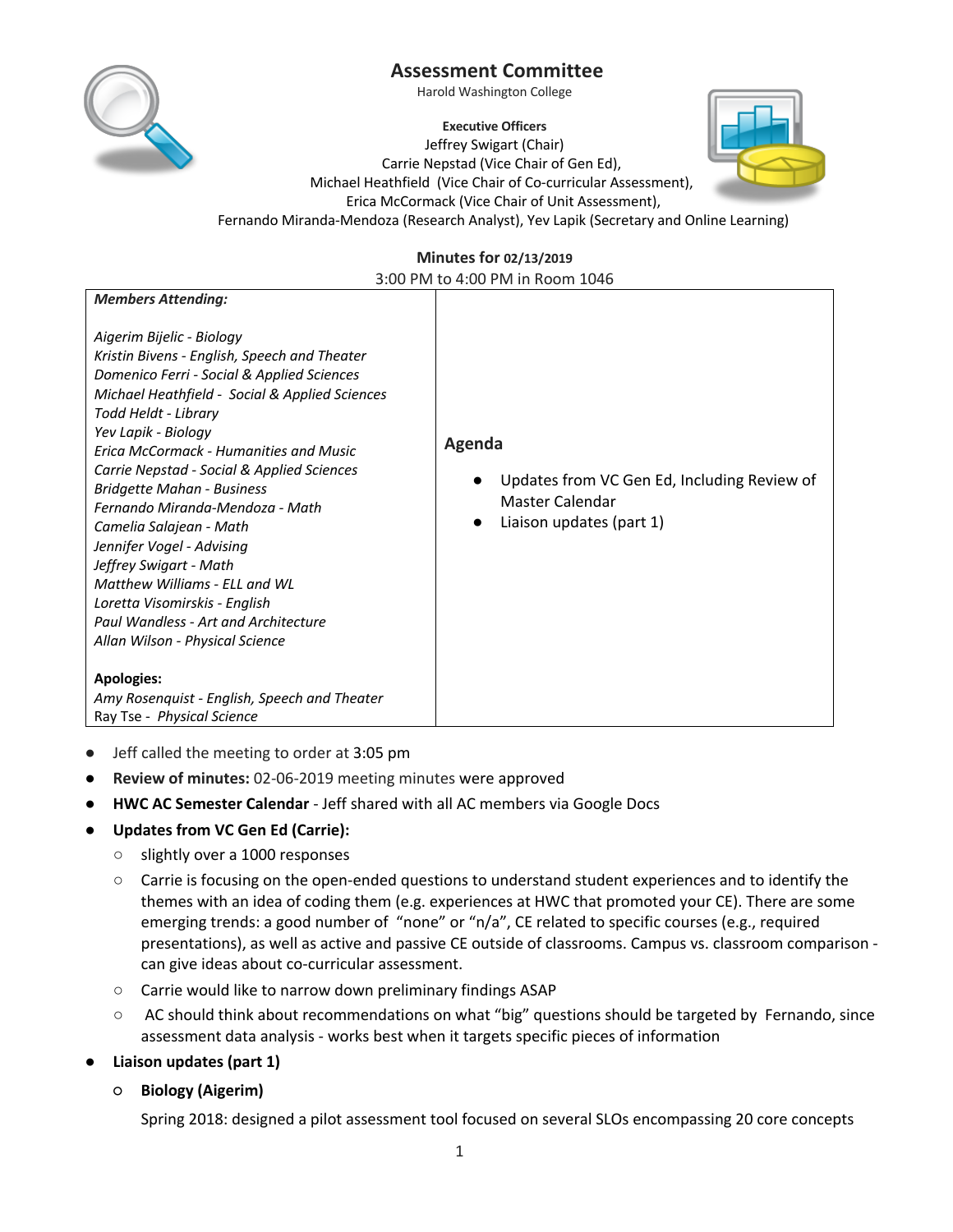# Assessment Committee

Harold Washington College

**Executive Officers**

Jeffrey Swigart (Chair)
Carrie Nepstad (Vice Chair of Gen Ed),
Michael Heathfield (Vice Chair of Co-curricular Assessment),
Erica McCormack (Vice Chair of Unit Assessment),
Fernando Miranda-Mendoza (Research Analyst), Yev Lapik (Secretary and Online Learning)

**Minutes for 02/13/2019**
3:00 PM to 4:00 PM in Room 1046

| ***Members Attending:***<br><br>*Aigerim Bijelic - Biology*<br>*Kristin Bivens - English, Speech and Theater*<br>*Domenico Ferri - Social & Applied Sciences*<br>*Michael Heathfield - Social & Applied Sciences*<br>*Todd Heldt - Library*<br>*Yev Lapik - Biology*<br>*Erica McCormack - Humanities and Music*<br>*Carrie Nepstad - Social & Applied Sciences*<br>*Bridgette Mahan - Business*<br>*Fernando Miranda-Mendoza - Math*<br>*Camelia Salajean - Math*<br>*Jennifer Vogel - Advising*<br>*Jeffrey Swigart - Math*<br>*Matthew Williams - ELL and WL*<br>*Loretta Visomirskis - English*<br>*Paul Wandless - Art and Architecture*<br>*Allan Wilson - Physical Science*<br><br>**Apologies:**<br>*Amy Rosenquist - English, Speech and Theater*<br>Ray Tse - *Physical Science* | **Agenda**<br><br>● Updates from VC Gen Ed, Including Review of Master Calendar<br>● Liaison updates (part 1) |
|---|---|

- Jeff called the meeting to order at 3:05 pm
- **Review of minutes:** 02-06-2019 meeting minutes were approved
- **HWC AC Semester Calendar** - Jeff shared with all AC members via Google Docs
- **Updates from VC Gen Ed (Carrie):**
  - slightly over a 1000 responses
  - Carrie is focusing on the open-ended questions to understand student experiences and to identify the themes with an idea of coding them (e.g. experiences at HWC that promoted your CE). There are some emerging trends: a good number of "none" or "n/a", CE related to specific courses (e.g., required presentations), as well as active and passive CE outside of classrooms. Campus vs. classroom comparison - can give ideas about co-curricular assessment.
  - Carrie would like to narrow down preliminary findings ASAP
  - AC should think about recommendations on what "big" questions should be targeted by Fernando, since assessment data analysis - works best when it targets specific pieces of information
- **Liaison updates (part 1)**
  - **Biology (Aigerim)**

    Spring 2018: designed a pilot assessment tool focused on several SLOs encompassing 20 core concepts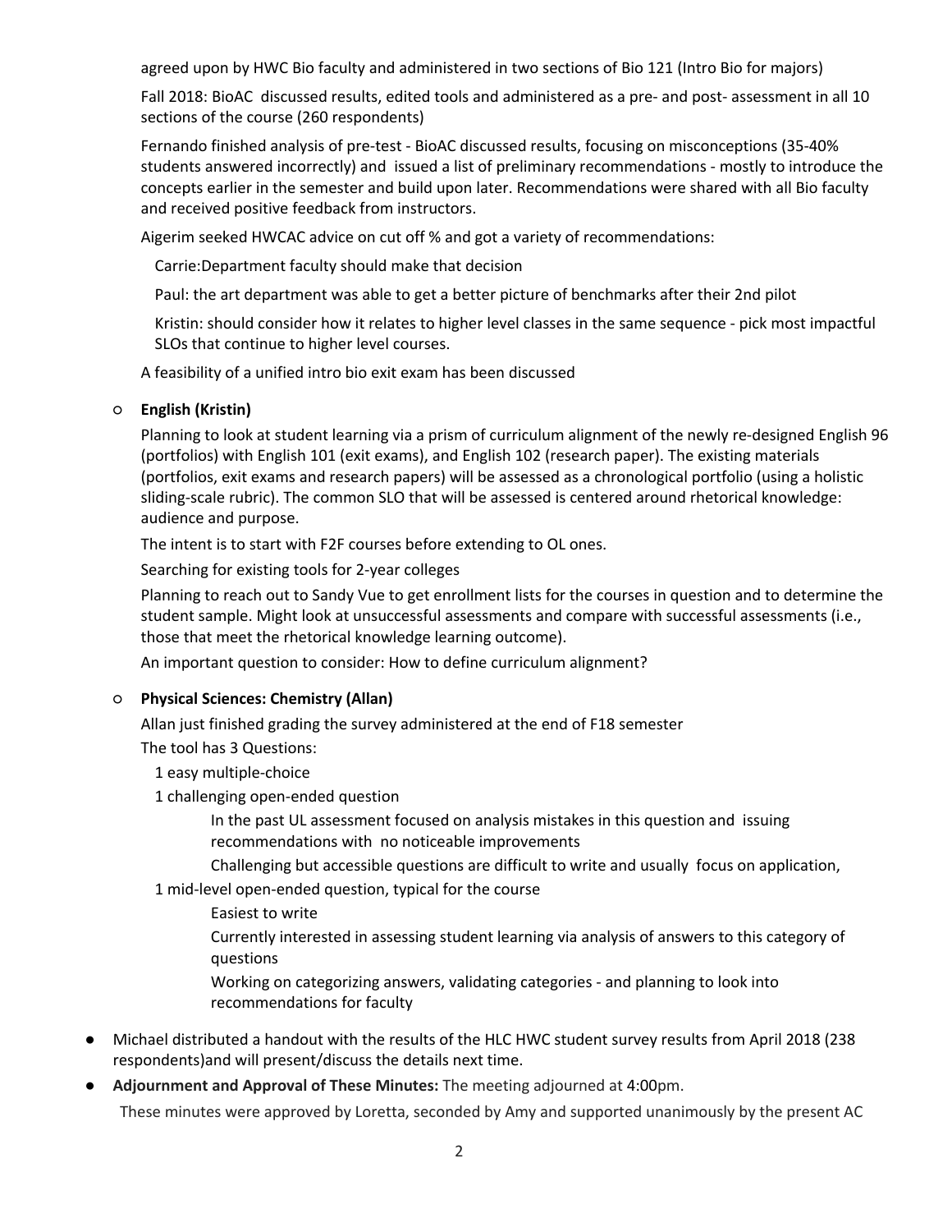agreed upon by HWC Bio faculty and administered in two sections of Bio 121 (Intro Bio for majors)

Fall 2018: BioAC discussed results, edited tools and administered as a pre- and post- assessment in all 10 sections of the course (260 respondents)

Fernando finished analysis of pre-test - BioAC discussed results, focusing on misconceptions (35-40% students answered incorrectly) and issued a list of preliminary recommendations - mostly to introduce the concepts earlier in the semester and build upon later. Recommendations were shared with all Bio faculty and received positive feedback from instructors.

Aigerim seeked HWCAC advice on cut off % and got a variety of recommendations:

- Carrie:Department faculty should make that decision
- Paul: the art department was able to get a better picture of benchmarks after their 2nd pilot
- Kristin: should consider how it relates to higher level classes in the same sequence - pick most impactful SLOs that continue to higher level courses.

A feasibility of a unified intro bio exit exam has been discussed

- **English (Kristin)**

  Planning to look at student learning via a prism of curriculum alignment of the newly re-designed English 96 (portfolios) with English 101 (exit exams), and English 102 (research paper). The existing materials (portfolios, exit exams and research papers) will be assessed as a chronological portfolio (using a holistic sliding-scale rubric). The common SLO that will be assessed is centered around rhetorical knowledge: audience and purpose.

  The intent is to start with F2F courses before extending to OL ones.

  Searching for existing tools for 2-year colleges

  Planning to reach out to Sandy Vue to get enrollment lists for the courses in question and to determine the student sample. Might look at unsuccessful assessments and compare with successful assessments (i.e., those that meet the rhetorical knowledge learning outcome).

  An important question to consider: How to define curriculum alignment?

- **Physical Sciences: Chemistry (Allan)**

  Allan just finished grading the survey administered at the end of F18 semester

  The tool has 3 Questions:

  - 1 easy multiple-choice
  - 1 challenging open-ended question
    - In the past UL assessment focused on analysis mistakes in this question and issuing recommendations with no noticeable improvements
    - Challenging but accessible questions are difficult to write and usually focus on application,
  - 1 mid-level open-ended question, typical for the course
    - Easiest to write
    - Currently interested in assessing student learning via analysis of answers to this category of questions
    - Working on categorizing answers, validating categories - and planning to look into recommendations for faculty

- Michael distributed a handout with the results of the HLC HWC student survey results from April 2018 (238 respondents)and will present/discuss the details next time.
- **Adjournment and Approval of These Minutes:** The meeting adjourned at 4:00pm.

  These minutes were approved by Loretta, seconded by Amy and supported unanimously by the present AC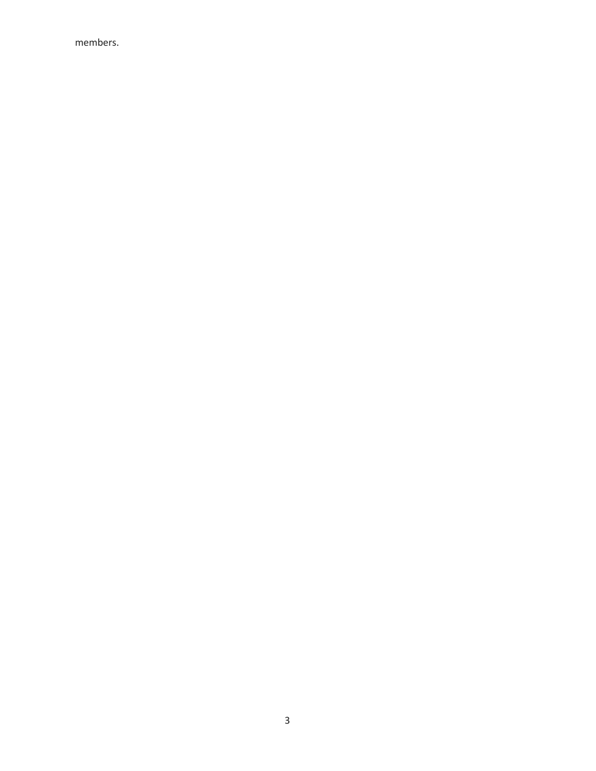members.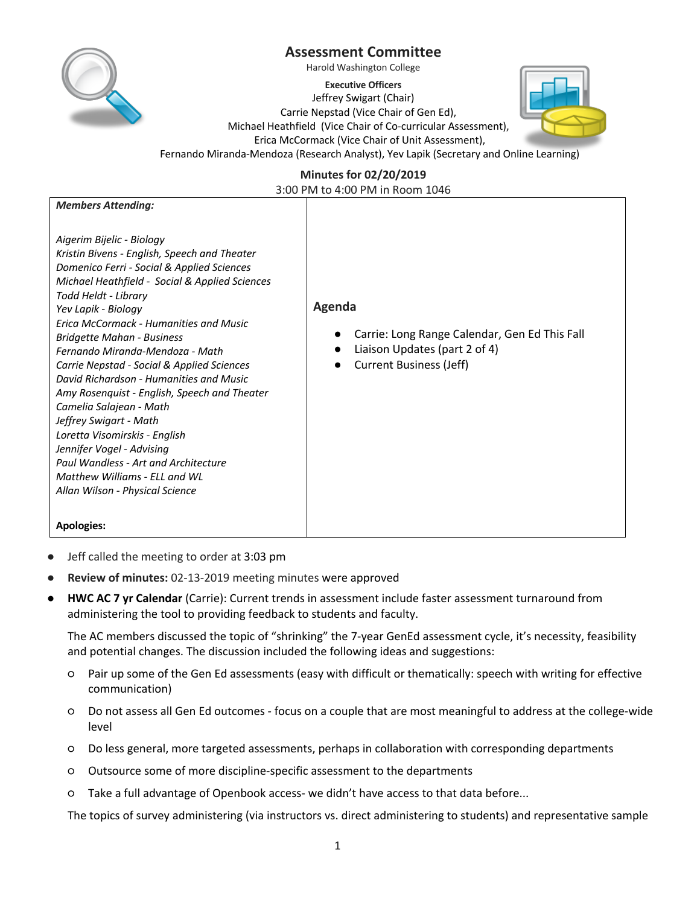# Assessment Committee

Harold Washington College

**Executive Officers**

Jeffrey Swigart (Chair)
Carrie Nepstad (Vice Chair of Gen Ed),
Michael Heathfield (Vice Chair of Co-curricular Assessment),
Erica McCormack (Vice Chair of Unit Assessment),
Fernando Miranda-Mendoza (Research Analyst), Yev Lapik (Secretary and Online Learning)

## Minutes for 02/20/2019

3:00 PM to 4:00 PM in Room 1046

| ***Members Attending:*** | |
|---|---|
| *Aigerim Bijelic - Biology*<br>*Kristin Bivens - English, Speech and Theater*<br>*Domenico Ferri - Social & Applied Sciences*<br>*Michael Heathfield - Social & Applied Sciences*<br>*Todd Heldt - Library*<br>*Yev Lapik - Biology*<br>*Erica McCormack - Humanities and Music*<br>*Bridgette Mahan - Business*<br>*Fernando Miranda-Mendoza - Math*<br>*Carrie Nepstad - Social & Applied Sciences*<br>*David Richardson - Humanities and Music*<br>*Amy Rosenquist - English, Speech and Theater*<br>*Camelia Salajean - Math*<br>*Jeffrey Swigart - Math*<br>*Loretta Visomirskis - English*<br>*Jennifer Vogel - Advising*<br>*Paul Wandless - Art and Architecture*<br>*Matthew Williams - ELL and WL*<br>*Allan Wilson - Physical Science* | **Agenda**<br>• Carrie: Long Range Calendar, Gen Ed This Fall<br>• Liaison Updates (part 2 of 4)<br>• Current Business (Jeff) |
| **Apologies:** | |

- Jeff called the meeting to order at 3:03 pm
- **Review of minutes:** 02-13-2019 meeting minutes were approved
- **HWC AC 7 yr Calendar** (Carrie): Current trends in assessment include faster assessment turnaround from administering the tool to providing feedback to students and faculty.

  The AC members discussed the topic of "shrinking" the 7-year GenEd assessment cycle, it's necessity, feasibility and potential changes. The discussion included the following ideas and suggestions:

  - Pair up some of the Gen Ed assessments (easy with difficult or thematically: speech with writing for effective communication)
  - Do not assess all Gen Ed outcomes - focus on a couple that are most meaningful to address at the college-wide level
  - Do less general, more targeted assessments, perhaps in collaboration with corresponding departments
  - Outsource some of more discipline-specific assessment to the departments
  - Take a full advantage of Openbook access- we didn't have access to that data before...

  The topics of survey administering (via instructors vs. direct administering to students) and representative sample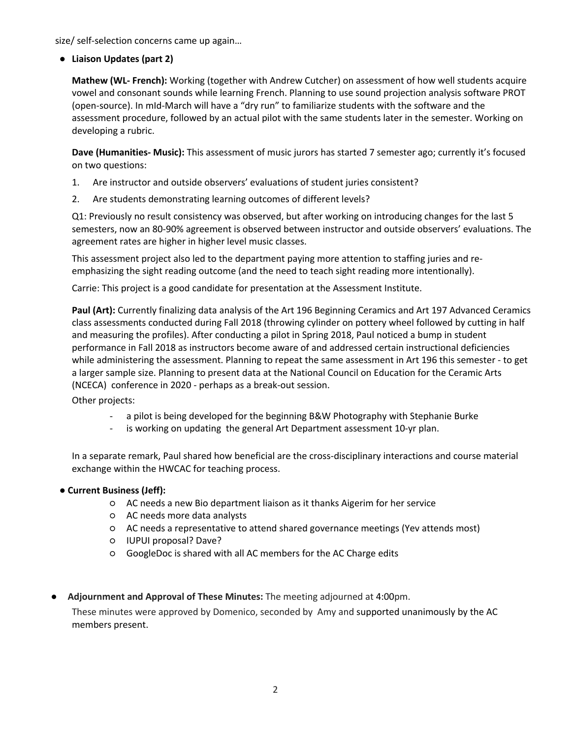size/ self-selection concerns came up again…

- **Liaison Updates (part 2)**

  **Mathew (WL- French):** Working (together with Andrew Cutcher) on assessment of how well students acquire vowel and consonant sounds while learning French. Planning to use sound projection analysis software PROT (open-source). In mId-March will have a "dry run" to familiarize students with the software and the assessment procedure, followed by an actual pilot with the same students later in the semester. Working on developing a rubric.

  **Dave (Humanities- Music):** This assessment of music jurors has started 7 semester ago; currently it's focused on two questions:

  1. Are instructor and outside observers' evaluations of student juries consistent?
  2. Are students demonstrating learning outcomes of different levels?

  Q1: Previously no result consistency was observed, but after working on introducing changes for the last 5 semesters, now an 80-90% agreement is observed between instructor and outside observers' evaluations. The agreement rates are higher in higher level music classes.

  This assessment project also led to the department paying more attention to staffing juries and re-emphasizing the sight reading outcome (and the need to teach sight reading more intentionally).

  Carrie: This project is a good candidate for presentation at the Assessment Institute.

  **Paul (Art):** Currently finalizing data analysis of the Art 196 Beginning Ceramics and Art 197 Advanced Ceramics class assessments conducted during Fall 2018 (throwing cylinder on pottery wheel followed by cutting in half and measuring the profiles). After conducting a pilot in Spring 2018, Paul noticed a bump in student performance in Fall 2018 as instructors become aware of and addressed certain instructional deficiencies while administering the assessment. Planning to repeat the same assessment in Art 196 this semester - to get a larger sample size. Planning to present data at the National Council on Education for the Ceramic Arts (NCECA) conference in 2020 - perhaps as a break-out session.

  Other projects:

  - a pilot is being developed for the beginning B&W Photography with Stephanie Burke
  - is working on updating the general Art Department assessment 10-yr plan.

  In a separate remark, Paul shared how beneficial are the cross-disciplinary interactions and course material exchange within the HWCAC for teaching process.

- **Current Business (Jeff):**
  - AC needs a new Bio department liaison as it thanks Aigerim for her service
  - AC needs more data analysts
  - AC needs a representative to attend shared governance meetings (Yev attends most)
  - IUPUI proposal? Dave?
  - GoogleDoc is shared with all AC members for the AC Charge edits

- **Adjournment and Approval of These Minutes:** The meeting adjourned at 4:00pm.

  These minutes were approved by Domenico, seconded by Amy and supported unanimously by the AC members present.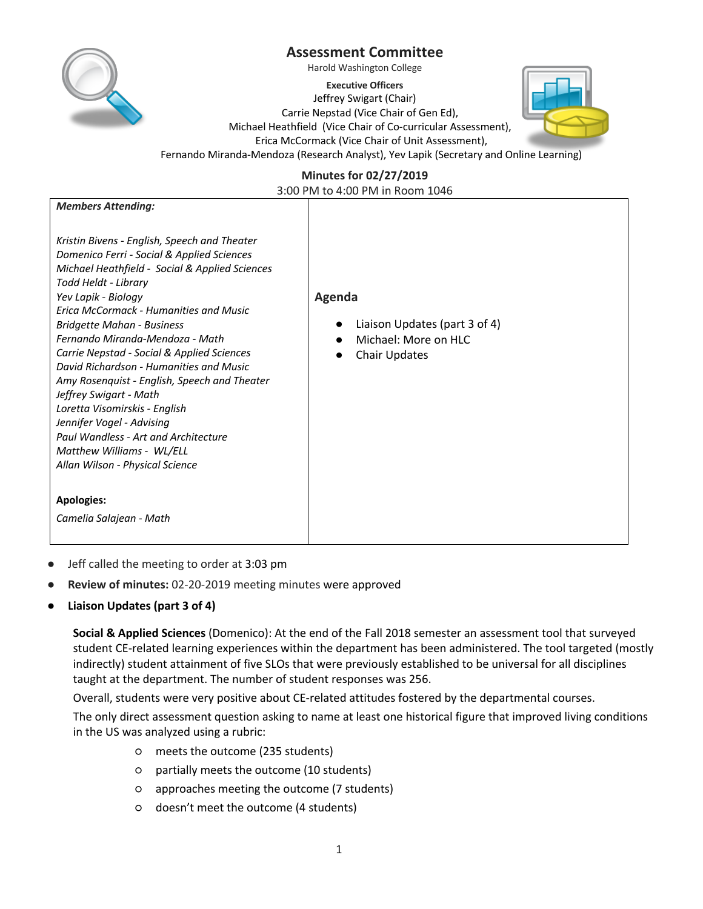# Assessment Committee

Harold Washington College

**Executive Officers**

Jeffrey Swigart (Chair)

Carrie Nepstad (Vice Chair of Gen Ed),

Michael Heathfield (Vice Chair of Co-curricular Assessment),

Erica McCormack (Vice Chair of Unit Assessment),

Fernando Miranda-Mendoza (Research Analyst), Yev Lapik (Secretary and Online Learning)

## Minutes for 02/27/2019

3:00 PM to 4:00 PM in Room 1046

| ***Members Attending:*** | **Agenda** |
|---|---|
| *Kristin Bivens - English, Speech and Theater*<br>*Domenico Ferri - Social & Applied Sciences*<br>*Michael Heathfield - Social & Applied Sciences*<br>*Todd Heldt - Library*<br>*Yev Lapik - Biology*<br>*Erica McCormack - Humanities and Music*<br>*Bridgette Mahan - Business*<br>*Fernando Miranda-Mendoza - Math*<br>*Carrie Nepstad - Social & Applied Sciences*<br>*David Richardson - Humanities and Music*<br>*Amy Rosenquist - English, Speech and Theater*<br>*Jeffrey Swigart - Math*<br>*Loretta Visomirskis - English*<br>*Jennifer Vogel - Advising*<br>*Paul Wandless - Art and Architecture*<br>*Matthew Williams - WL/ELL*<br>*Allan Wilson - Physical Science*<br><br>**Apologies:**<br>*Camelia Salajean - Math* | • Liaison Updates (part 3 of 4)<br>• Michael: More on HLC<br>• Chair Updates |

- Jeff called the meeting to order at 3:03 pm
- **Review of minutes:** 02-20-2019 meeting minutes were approved
- **Liaison Updates (part 3 of 4)**

  **Social & Applied Sciences** (Domenico): At the end of the Fall 2018 semester an assessment tool that surveyed student CE-related learning experiences within the department has been administered. The tool targeted (mostly indirectly) student attainment of five SLOs that were previously established to be universal for all disciplines taught at the department. The number of student responses was 256.

  Overall, students were very positive about CE-related attitudes fostered by the departmental courses.

  The only direct assessment question asking to name at least one historical figure that improved living conditions in the US was analyzed using a rubric:

  - meets the outcome (235 students)
  - partially meets the outcome (10 students)
  - approaches meeting the outcome (7 students)
  - doesn't meet the outcome (4 students)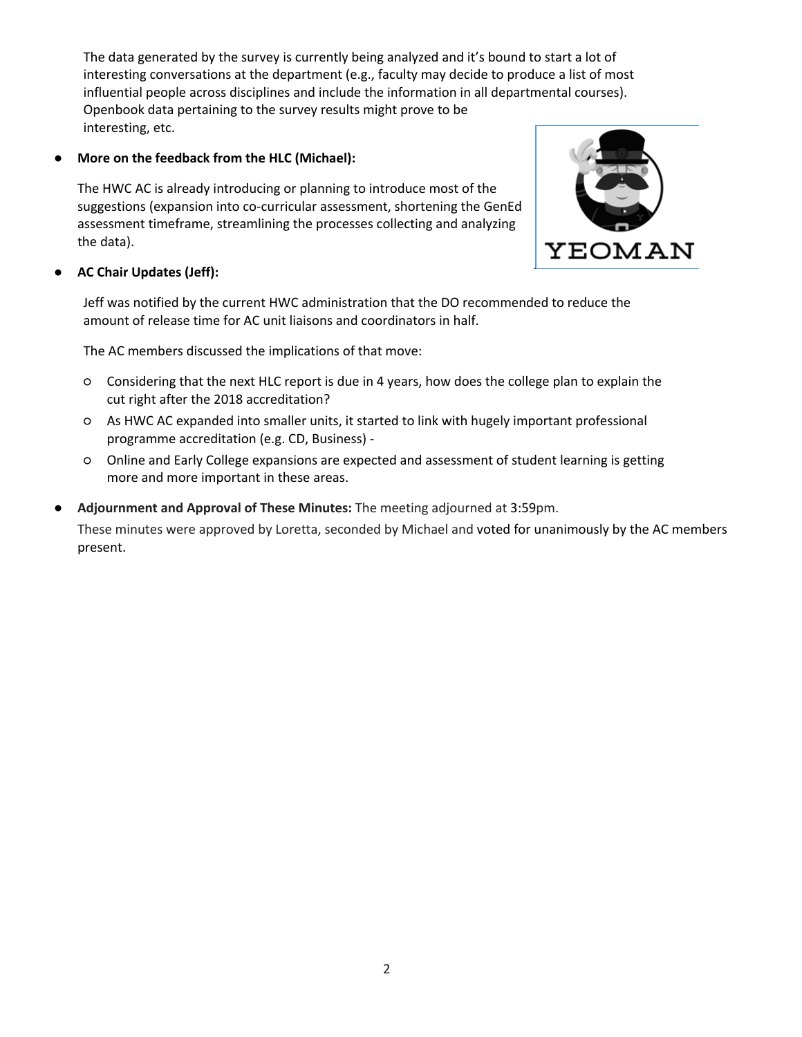The data generated by the survey is currently being analyzed and it's bound to start a lot of interesting conversations at the department (e.g., faculty may decide to produce a list of most influential people across disciplines and include the information in all departmental courses). Openbook data pertaining to the survey results might prove to be interesting, etc.

- **More on the feedback from the HLC (Michael):**

  The HWC AC is already introducing or planning to introduce most of the suggestions (expansion into co-curricular assessment, shortening the GenEd assessment timeframe, streamlining the processes collecting and analyzing the data).

- **AC Chair Updates (Jeff):**

  Jeff was notified by the current HWC administration that the DO recommended to reduce the amount of release time for AC unit liaisons and coordinators in half.

  The AC members discussed the implications of that move:

  - Considering that the next HLC report is due in 4 years, how does the college plan to explain the cut right after the 2018 accreditation?
  - As HWC AC expanded into smaller units, it started to link with hugely important professional programme accreditation (e.g. CD, Business) -
  - Online and Early College expansions are expected and assessment of student learning is getting more and more important in these areas.

- **Adjournment and Approval of These Minutes:** The meeting adjourned at 3:59pm.

  These minutes were approved by Loretta, seconded by Michael and voted for unanimously by the AC members present.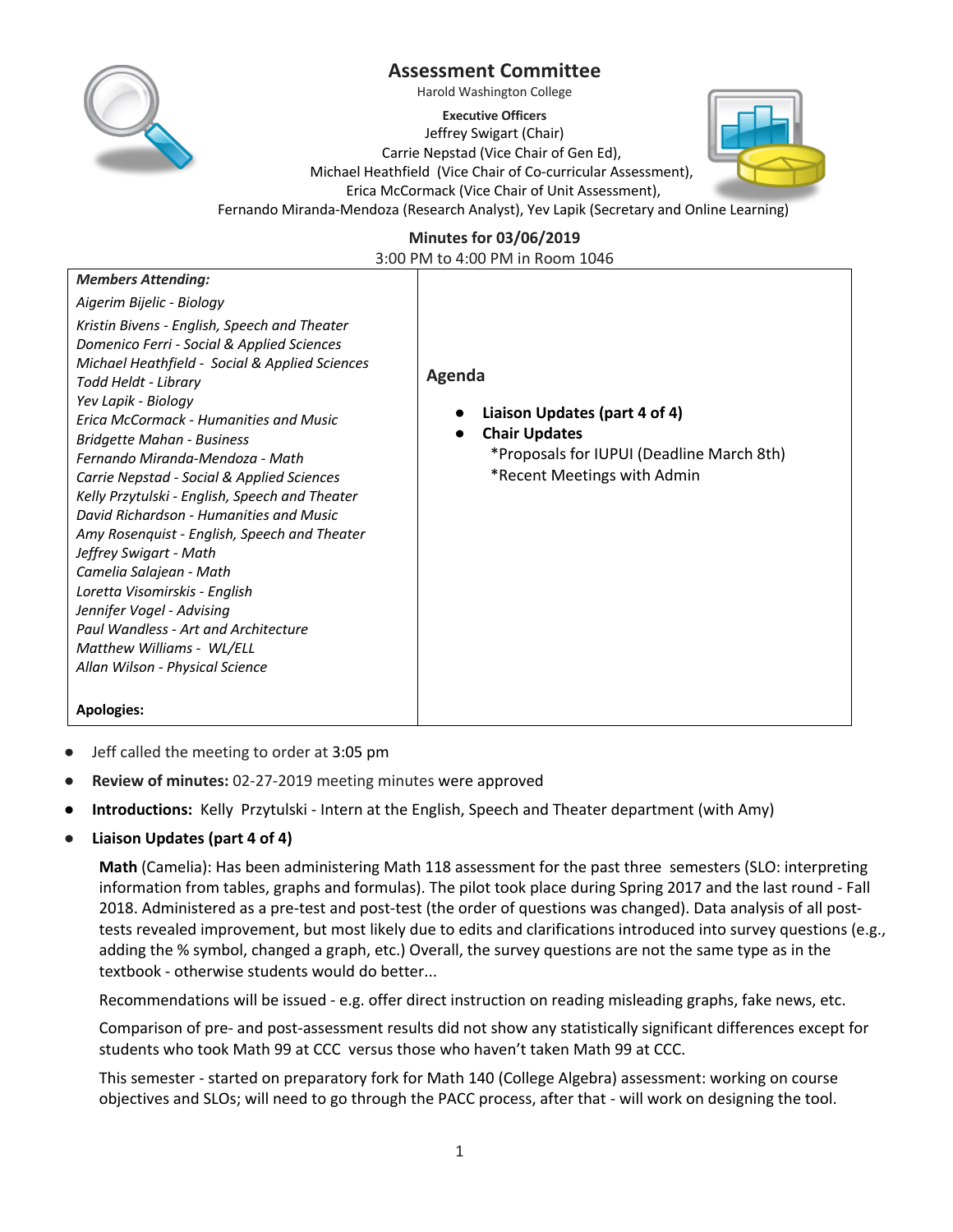# Assessment Committee

Harold Washington College

**Executive Officers**

Jeffrey Swigart (Chair)
Carrie Nepstad (Vice Chair of Gen Ed),
Michael Heathfield (Vice Chair of Co-curricular Assessment),
Erica McCormack (Vice Chair of Unit Assessment),
Fernando Miranda-Mendoza (Research Analyst), Yev Lapik (Secretary and Online Learning)

## Minutes for 03/06/2019

3:00 PM to 4:00 PM in Room 1046

| ***Members Attending:*** | **Agenda** |
|---|---|
| *Aigerim Bijelic - Biology* | ● **Liaison Updates (part 4 of 4)** |
| *Kristin Bivens - English, Speech and Theater* | ● **Chair Updates** |
| *Domenico Ferri - Social & Applied Sciences* | *Proposals for IUPUI (Deadline March 8th) |
| *Michael Heathfield - Social & Applied Sciences* | *Recent Meetings with Admin |
| *Todd Heldt - Library* | |
| *Yev Lapik - Biology* | |
| *Erica McCormack - Humanities and Music* | |
| *Bridgette Mahan - Business* | |
| *Fernando Miranda-Mendoza - Math* | |
| *Carrie Nepstad - Social & Applied Sciences* | |
| *Kelly Przytulski - English, Speech and Theater* | |
| *David Richardson - Humanities and Music* | |
| *Amy Rosenquist - English, Speech and Theater* | |
| *Jeffrey Swigart - Math* | |
| *Camelia Salajean - Math* | |
| *Loretta Visomirskis - English* | |
| *Jennifer Vogel - Advising* | |
| *Paul Wandless - Art and Architecture* | |
| *Matthew Williams - WL/ELL* | |
| *Allan Wilson - Physical Science* | |
| **Apologies:** | |

- Jeff called the meeting to order at 3:05 pm
- **Review of minutes:** 02-27-2019 meeting minutes were approved
- **Introductions:** Kelly Przytulski - Intern at the English, Speech and Theater department (with Amy)
- **Liaison Updates (part 4 of 4)**

  **Math** (Camelia): Has been administering Math 118 assessment for the past three semesters (SLO: interpreting information from tables, graphs and formulas). The pilot took place during Spring 2017 and the last round - Fall 2018. Administered as a pre-test and post-test (the order of questions was changed). Data analysis of all post-tests revealed improvement, but most likely due to edits and clarifications introduced into survey questions (e.g., adding the % symbol, changed a graph, etc.) Overall, the survey questions are not the same type as in the textbook - otherwise students would do better...

  Recommendations will be issued - e.g. offer direct instruction on reading misleading graphs, fake news, etc.

  Comparison of pre- and post-assessment results did not show any statistically significant differences except for students who took Math 99 at CCC versus those who haven't taken Math 99 at CCC.

  This semester - started on preparatory fork for Math 140 (College Algebra) assessment: working on course objectives and SLOs; will need to go through the PACC process, after that - will work on designing the tool.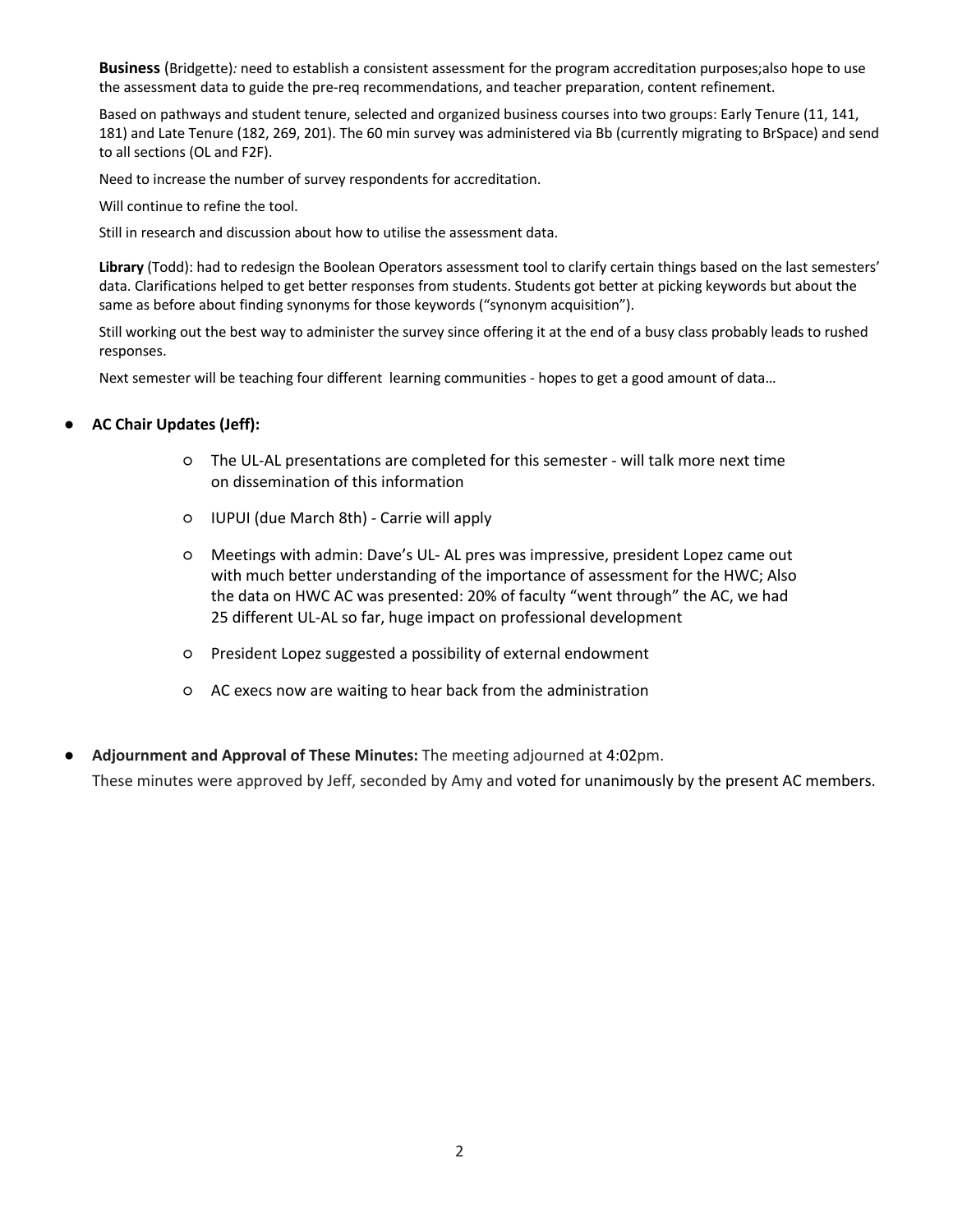**Business** (Bridgette)*:* need to establish a consistent assessment for the program accreditation purposes;also hope to use the assessment data to guide the pre-req recommendations, and teacher preparation, content refinement.

Based on pathways and student tenure, selected and organized business courses into two groups: Early Tenure (11, 141, 181) and Late Tenure (182, 269, 201). The 60 min survey was administered via Bb (currently migrating to BrSpace) and send to all sections (OL and F2F).

Need to increase the number of survey respondents for accreditation.

Will continue to refine the tool.

Still in research and discussion about how to utilise the assessment data.

**Library** (Todd): had to redesign the Boolean Operators assessment tool to clarify certain things based on the last semesters' data. Clarifications helped to get better responses from students. Students got better at picking keywords but about the same as before about finding synonyms for those keywords ("synonym acquisition").

Still working out the best way to administer the survey since offering it at the end of a busy class probably leads to rushed responses.

Next semester will be teaching four different learning communities - hopes to get a good amount of data…

- **AC Chair Updates (Jeff):**
  - The UL-AL presentations are completed for this semester - will talk more next time on dissemination of this information
  - IUPUI (due March 8th) - Carrie will apply
  - Meetings with admin: Dave's UL- AL pres was impressive, president Lopez came out with much better understanding of the importance of assessment for the HWC; Also the data on HWC AC was presented: 20% of faculty "went through" the AC, we had 25 different UL-AL so far, huge impact on professional development
  - President Lopez suggested a possibility of external endowment
  - AC execs now are waiting to hear back from the administration

- **Adjournment and Approval of These Minutes:** The meeting adjourned at 4:02pm.

  These minutes were approved by Jeff, seconded by Amy and voted for unanimously by the present AC members.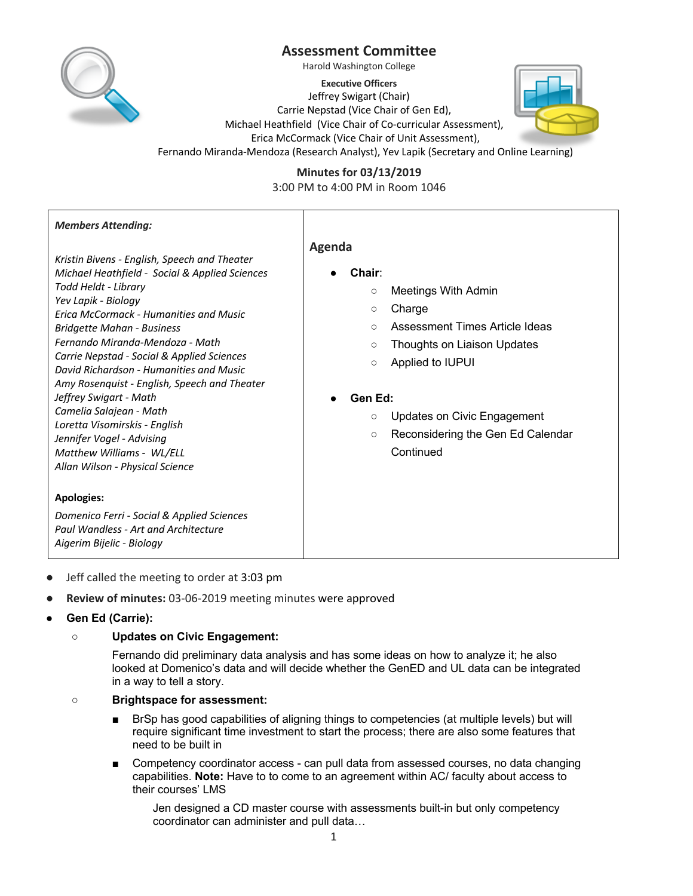# Assessment Committee

Harold Washington College

**Executive Officers**

Jeffrey Swigart (Chair)
Carrie Nepstad (Vice Chair of Gen Ed),
Michael Heathfield (Vice Chair of Co-curricular Assessment),
Erica McCormack (Vice Chair of Unit Assessment),
Fernando Miranda-Mendoza (Research Analyst), Yev Lapik (Secretary and Online Learning)

**Minutes for 03/13/2019**

3:00 PM to 4:00 PM in Room 1046

| ***Members Attending:*** | **Agenda** |
|---|---|
| *Kristin Bivens - English, Speech and Theater*<br>*Michael Heathfield - Social & Applied Sciences*<br>*Todd Heldt - Library*<br>*Yev Lapik - Biology*<br>*Erica McCormack - Humanities and Music*<br>*Bridgette Mahan - Business*<br>*Fernando Miranda-Mendoza - Math*<br>*Carrie Nepstad - Social & Applied Sciences*<br>*David Richardson - Humanities and Music*<br>*Amy Rosenquist - English, Speech and Theater*<br>*Jeffrey Swigart - Math*<br>*Camelia Salajean - Math*<br>*Loretta Visomirskis - English*<br>*Jennifer Vogel - Advising*<br>*Matthew Williams - WL/ELL*<br>*Allan Wilson - Physical Science*<br><br>**Apologies:**<br>*Domenico Ferri - Social & Applied Sciences*<br>*Paul Wandless - Art and Architecture*<br>*Aigerim Bijelic - Biology* | • **Chair**:<br>○ Meetings With Admin<br>○ Charge<br>○ Assessment Times Article Ideas<br>○ Thoughts on Liaison Updates<br>○ Applied to IUPUI<br><br>• **Gen Ed:**<br>○ Updates on Civic Engagement<br>○ Reconsidering the Gen Ed Calendar Continued |

- Jeff called the meeting to order at 3:03 pm
- **Review of minutes:** 03-06-2019 meeting minutes were approved
- **Gen Ed (Carrie):**
  - **Updates on Civic Engagement:**

    Fernando did preliminary data analysis and has some ideas on how to analyze it; he also looked at Domenico's data and will decide whether the GenED and UL data can be integrated in a way to tell a story.
  - **Brightspace for assessment:**
    - BrSp has good capabilities of aligning things to competencies (at multiple levels) but will require significant time investment to start the process; there are also some features that need to be built in
    - Competency coordinator access - can pull data from assessed courses, no data changing capabilities. **Note:** Have to to come to an agreement within AC/ faculty about access to their courses' LMS

      Jen designed a CD master course with assessments built-in but only competency coordinator can administer and pull data…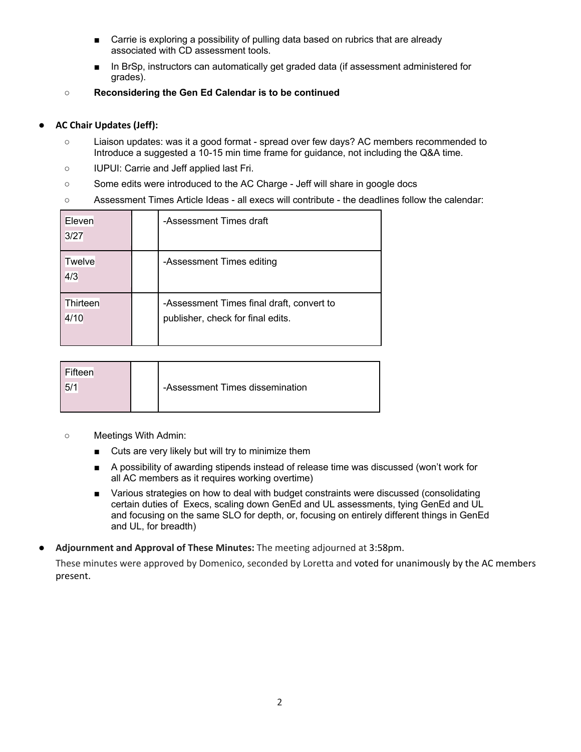- Carrie is exploring a possibility of pulling data based on rubrics that are already associated with CD assessment tools.
    - In BrSp, instructors can automatically get graded data (if assessment administered for grades).
  - **Reconsidering the Gen Ed Calendar is to be continued**

- **AC Chair Updates (Jeff):**
  - Liaison updates: was it a good format - spread over few days? AC members recommended to Introduce a suggested a 10-15 min time frame for guidance, not including the Q&A time.
  - IUPUI: Carrie and Jeff applied last Fri.
  - Some edits were introduced to the AC Charge - Jeff will share in google docs
  - Assessment Times Article Ideas - all execs will contribute - the deadlines follow the calendar:

| | | |
|---|---|---|
| Eleven<br>3/27 | | -Assessment Times draft |
| Twelve<br>4/3 | | -Assessment Times editing |
| Thirteen<br>4/10 | | -Assessment Times final draft, convert to publisher, check for final edits. |
| Fifteen<br>5/1 | | -Assessment Times dissemination |

  - Meetings With Admin:
    - Cuts are very likely but will try to minimize them
    - A possibility of awarding stipends instead of release time was discussed (won't work for all AC members as it requires working overtime)
    - Various strategies on how to deal with budget constraints were discussed (consolidating certain duties of Execs, scaling down GenEd and UL assessments, tying GenEd and UL and focusing on the same SLO for depth, or, focusing on entirely different things in GenEd and UL, for breadth)

- **Adjournment and Approval of These Minutes:** The meeting adjourned at 3:58pm.

  These minutes were approved by Domenico, seconded by Loretta and voted for unanimously by the AC members present.